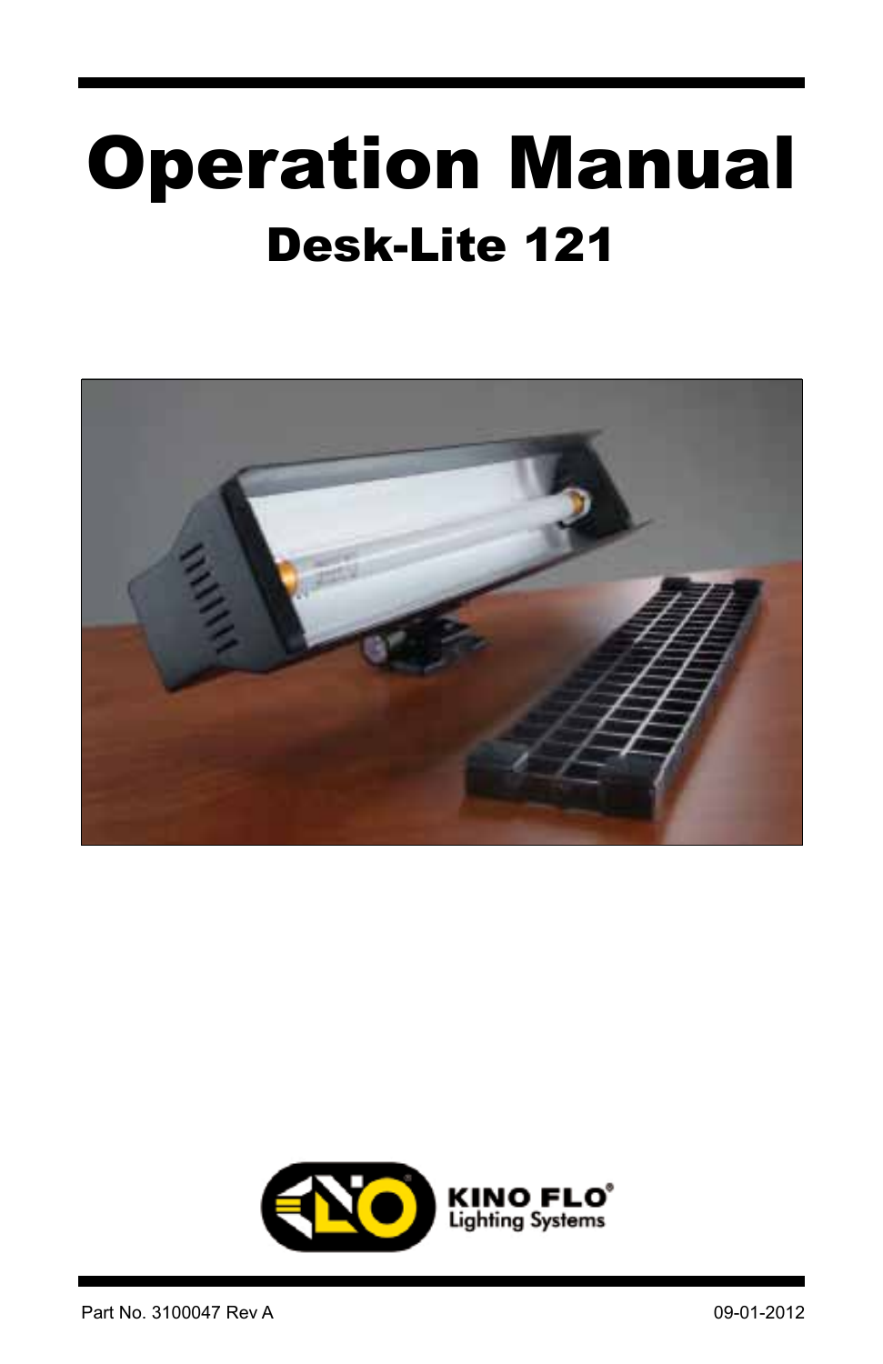# Operation Manual

## Desk-Lite 121

KINO FLO® Lighting Systems

Part No. 3100047 Rev A

09-01-2012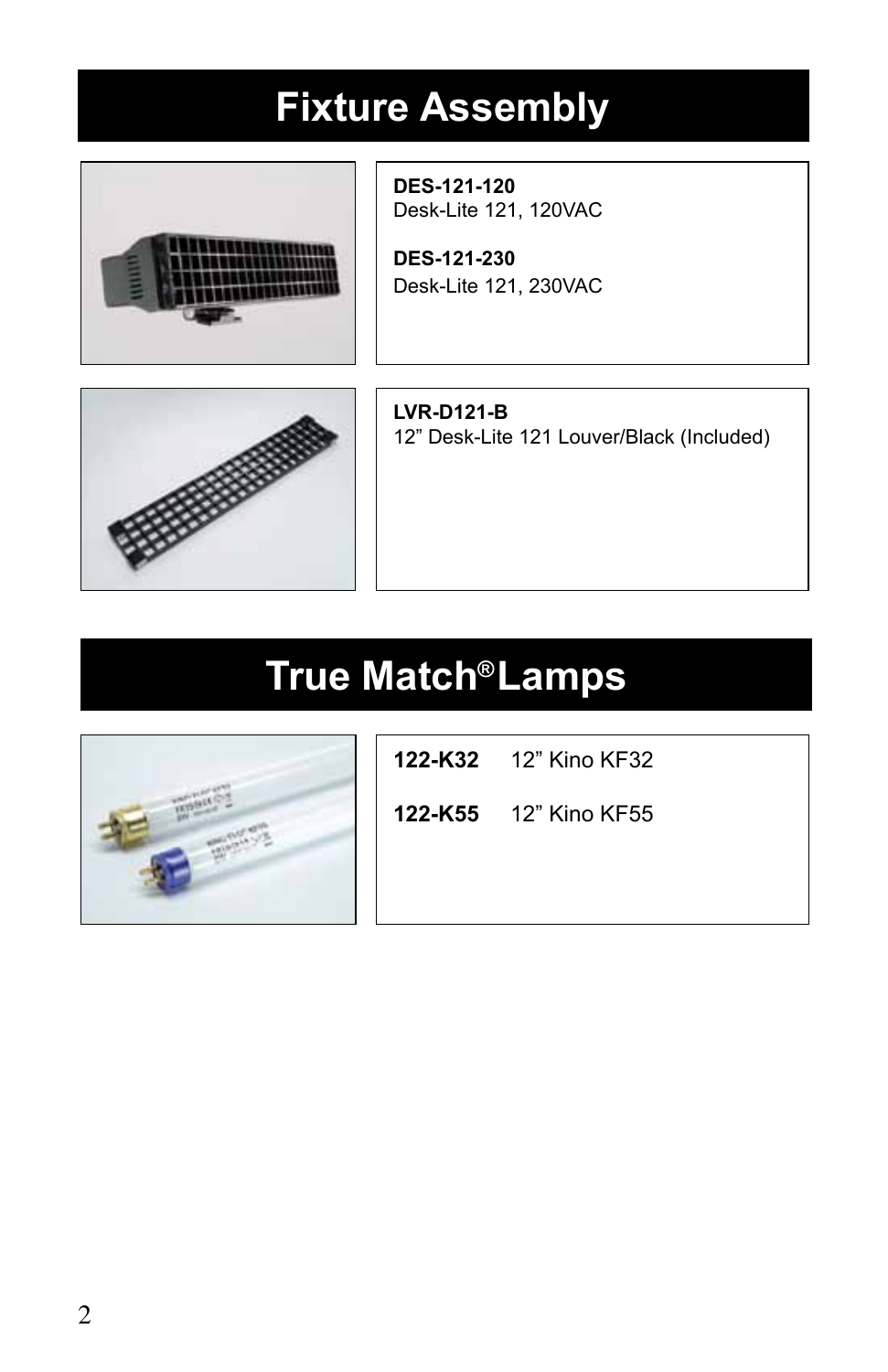# Fixture Assembly

**DES-121-120**
Desk-Lite 121, 120VAC

**DES-121-230**
Desk-Lite 121, 230VAC

**LVR-D121-B**
12” Desk-Lite 121 Louver/Black (Included)

# True Match® Lamps

**122-K32** 12” Kino KF32

**122-K55** 12” Kino KF55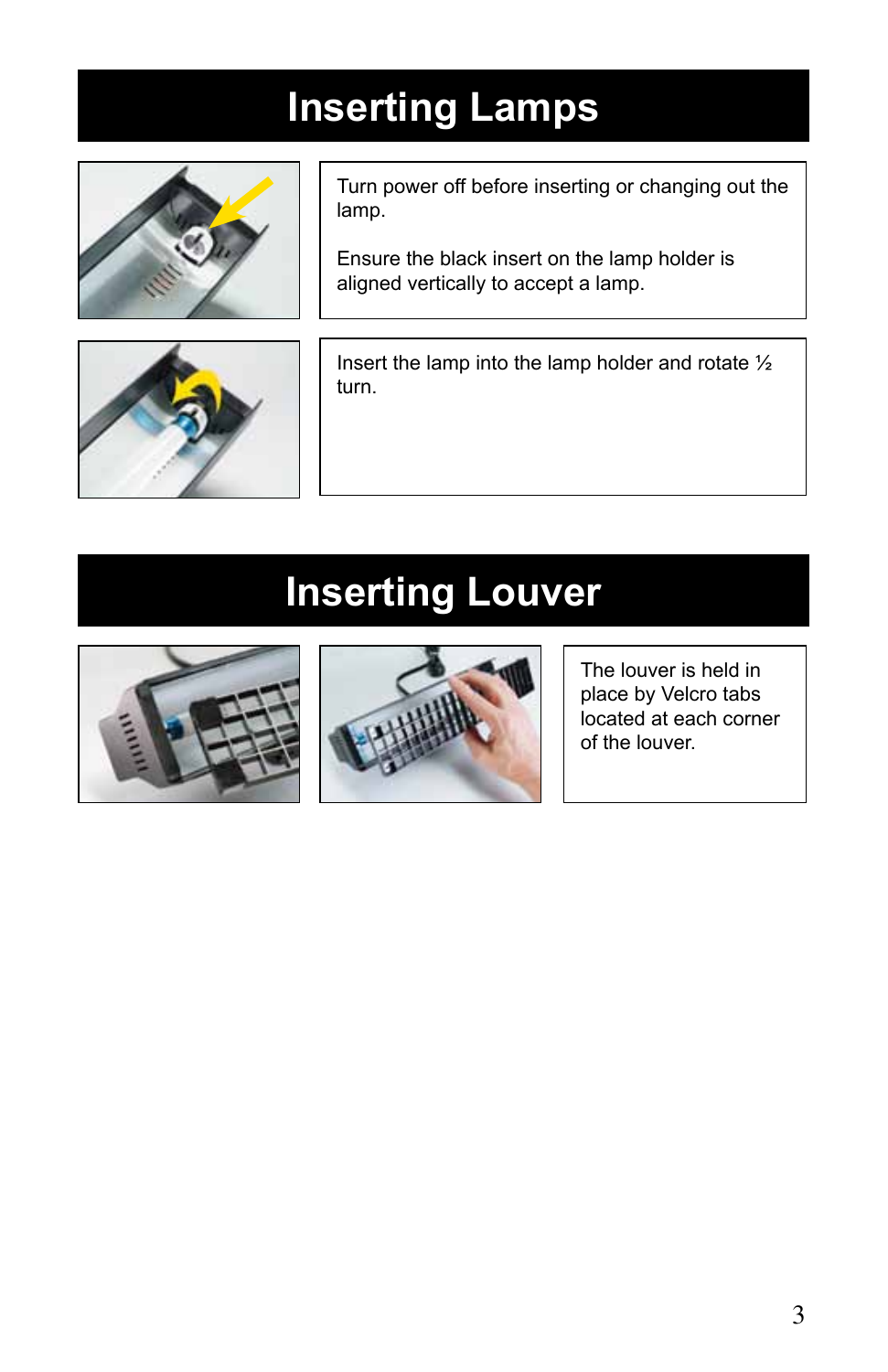# Inserting Lamps

Turn power off before inserting or changing out the lamp.

Ensure the black insert on the lamp holder is aligned vertically to accept a lamp.

Insert the lamp into the lamp holder and rotate ½ turn.

# Inserting Louver

The louver is held in place by Velcro tabs located at each corner of the louver.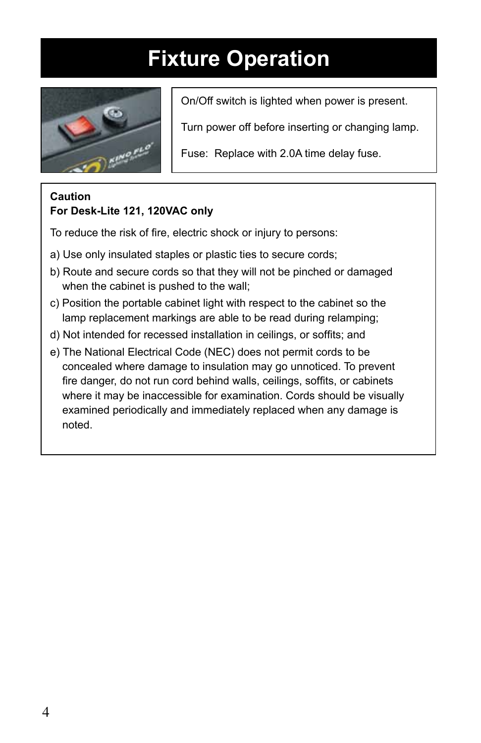# Fixture Operation

On/Off switch is lighted when power is present.

Turn power off before inserting or changing lamp.

Fuse: Replace with 2.0A time delay fuse.

**Caution**
**For Desk-Lite 121, 120VAC only**

To reduce the risk of fire, electric shock or injury to persons:

a) Use only insulated staples or plastic ties to secure cords;

b) Route and secure cords so that they will not be pinched or damaged when the cabinet is pushed to the wall;

c) Position the portable cabinet light with respect to the cabinet so the lamp replacement markings are able to be read during relamping;

d) Not intended for recessed installation in ceilings, or soffits; and

e) The National Electrical Code (NEC) does not permit cords to be concealed where damage to insulation may go unnoticed. To prevent fire danger, do not run cord behind walls, ceilings, soffits, or cabinets where it may be inaccessible for examination. Cords should be visually examined periodically and immediately replaced when any damage is noted.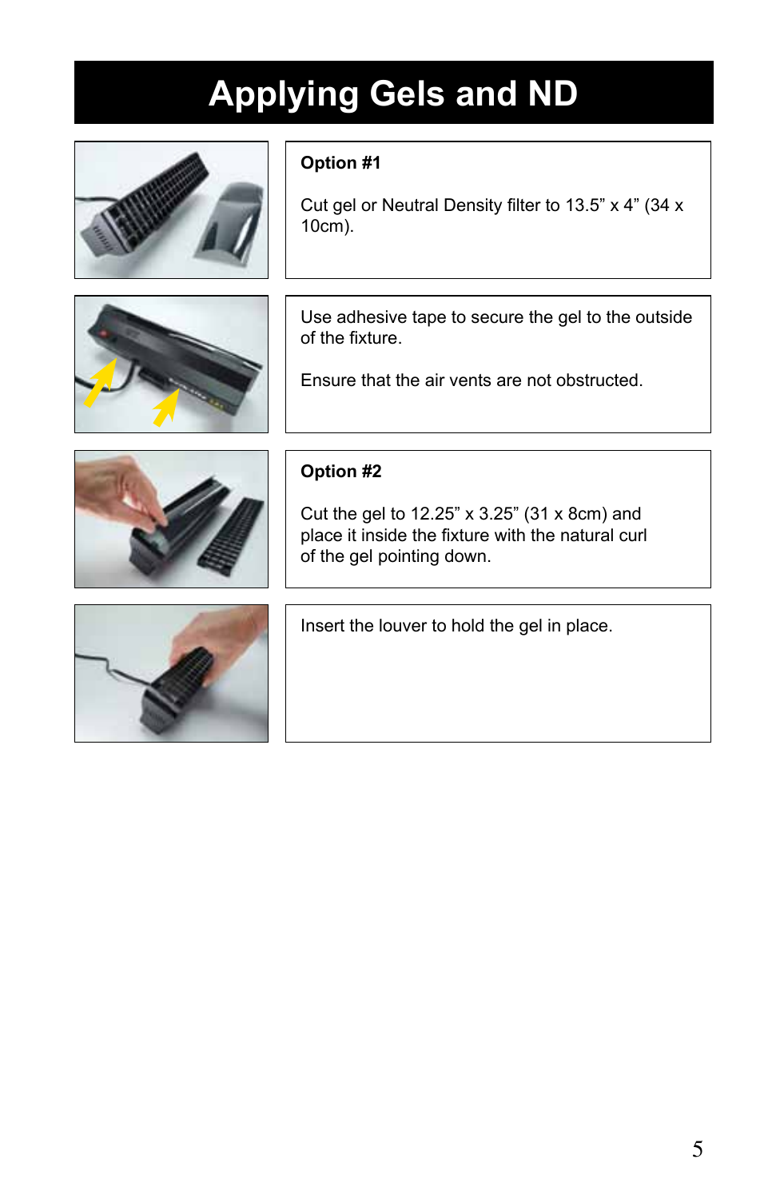# Applying Gels and ND

**Option #1**

Cut gel or Neutral Density filter to 13.5” x 4” (34 x 10cm).

Use adhesive tape to secure the gel to the outside of the fixture.

Ensure that the air vents are not obstructed.

**Option #2**

Cut the gel to 12.25” x 3.25” (31 x 8cm) and place it inside the fixture with the natural curl of the gel pointing down.

Insert the louver to hold the gel in place.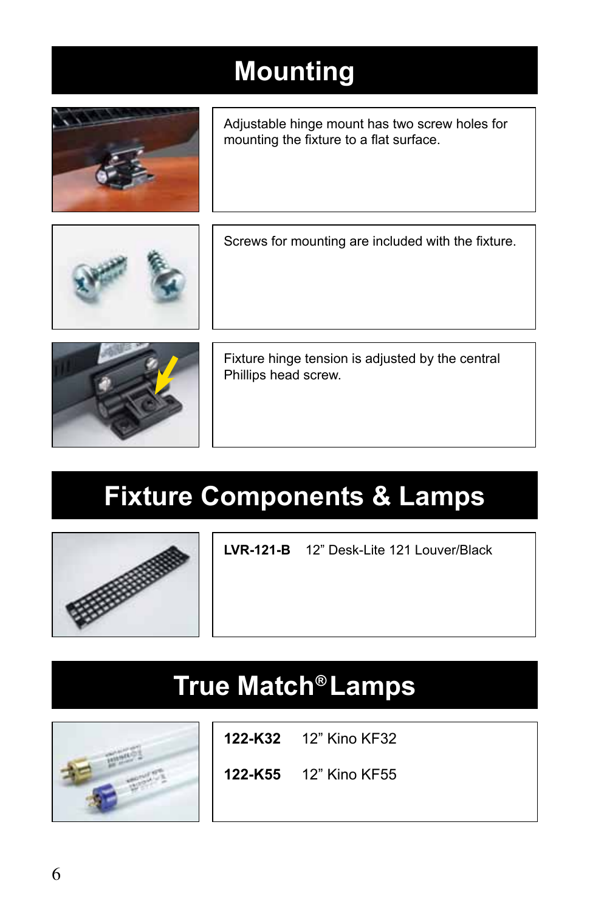# Mounting

Adjustable hinge mount has two screw holes for mounting the fixture to a flat surface.

Screws for mounting are included with the fixture.

Fixture hinge tension is adjusted by the central Phillips head screw.

# Fixture Components & Lamps

**LVR-121-B** 12” Desk-Lite 121 Louver/Black

# True Match® Lamps

**122-K32** 12” Kino KF32

**122-K55** 12” Kino KF55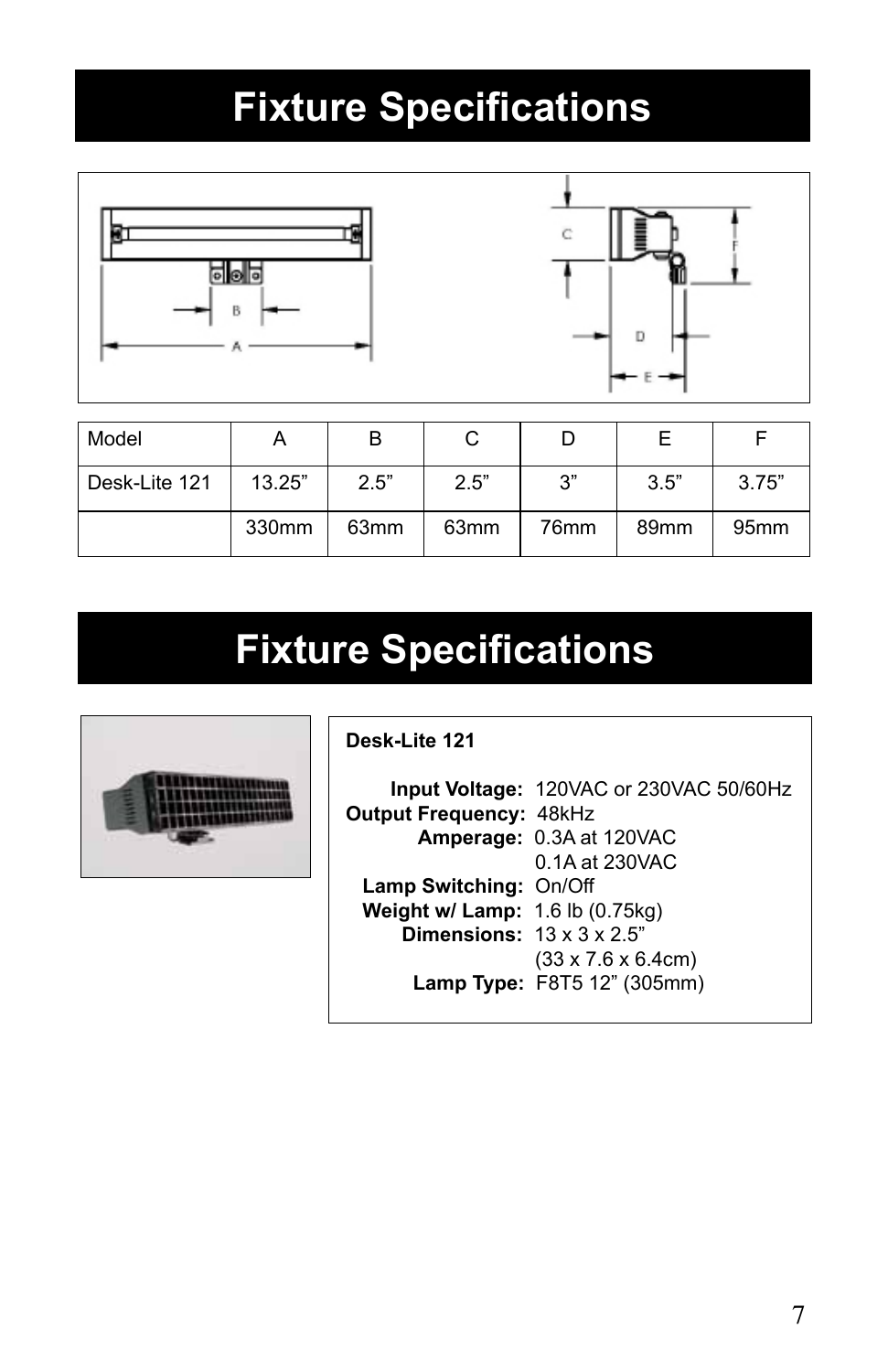# Fixture Specifications

| Model | A | B | C | D | E | F |
|---|---|---|---|---|---|---|
| Desk-Lite 121 | 13.25” | 2.5” | 2.5” | 3” | 3.5” | 3.75” |
| | 330mm | 63mm | 63mm | 76mm | 89mm | 95mm |

# Fixture Specifications

**Desk-Lite 121**

**Input Voltage:** 120VAC or 230VAC 50/60Hz
**Output Frequency:** 48kHz
**Amperage:** 0.3A at 120VAC
0.1A at 230VAC
**Lamp Switching:** On/Off
**Weight w/ Lamp:** 1.6 lb (0.75kg)
**Dimensions:** 13 x 3 x 2.5”
(33 x 7.6 x 6.4cm)
**Lamp Type:** F8T5 12” (305mm)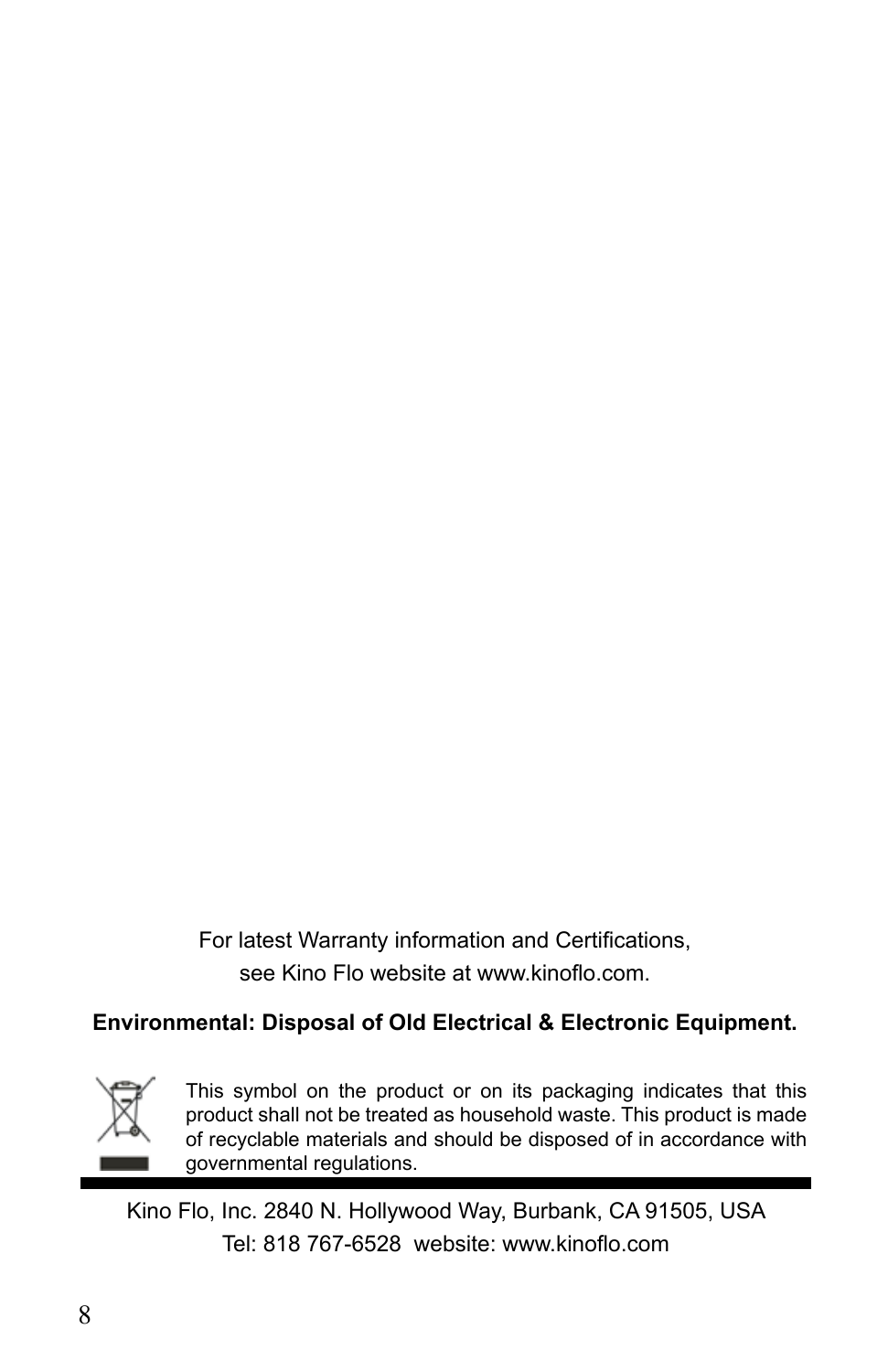For latest Warranty information and Certifications,
see Kino Flo website at www.kinoflo.com.

**Environmental: Disposal of Old Electrical & Electronic Equipment.**

This symbol on the product or on its packaging indicates that this product shall not be treated as household waste. This product is made of recyclable materials and should be disposed of in accordance with governmental regulations.

---

Kino Flo, Inc. 2840 N. Hollywood Way, Burbank, CA 91505, USA
Tel: 818 767-6528  website: www.kinoflo.com